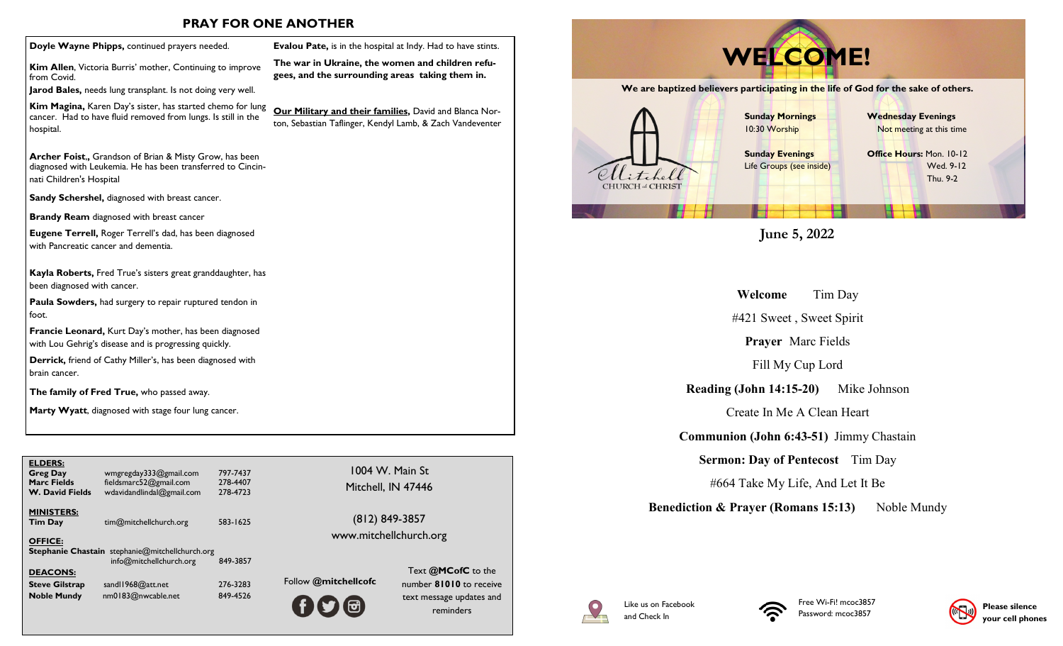## PRAY FOR ONE ANOTHER

**Doyle Wayne Phipps,** continued prayers needed.

**Kim Allen**, Victoria Burris' mother, Continuing to improve from Covid.

**Jarod Bales,** needs lung transplant. Is not doing very well.

**Kim Magina,** Karen Day's sister, has started chemo for lung cancer. Had to have fluid removed from lungs. Is still in the hospital.

**Archer Foist.,** Grandson of Brian & Misty Grow, has been diagnosed with Leukemia. He has been transferred to Cincinnati Children's Hospital

**Sandy Schershel,** diagnosed with breast cancer.

**Brandy Ream** diagnosed with breast cancer

**Eugene Terrell,** Roger Terrell's dad, has been diagnosed with Pancreatic cancer and dementia.

**Kayla Roberts,** Fred True's sisters great granddaughter, has been diagnosed with cancer.

**Paula Sowders,** had surgery to repair ruptured tendon in foot.

**Francie Leonard,** Kurt Day's mother, has been diagnosed with Lou Gehrig's disease and is progressing quickly.

**Derrick,** friend of Cathy Miller's, has been diagnosed with brain cancer.

**The family of Fred True,** who passed away.

**Marty Wyatt**, diagnosed with stage four lung cancer.

**Evalou Pate,** is in the hospital at Indy. Had to have stints.

**The war in Ukraine, the women and children refugees, and the surrounding areas taking them in.**

**Our Military and their families,** David and Blanca Norton, Sebastian Taflinger, Kendyl Lamb, & Zach Vandeventer

**ELDERS:**

| | | |
|---|---|---|
| **Greg Day** | wmgregday333@gmail.com | 797-7437 |
| **Marc Fields** | fieldsmarc52@gmail.com | 278-4407 |
| **W. David Fields** | wdavidandlindal@gmail.com | 278-4723 |

**MINISTERS:**

| | | |
|---|---|---|
| **Tim Day** | tim@mitchellchurch.org | 583-1625 |

**OFFICE:**

| | | |
|---|---|---|
| **Stephanie Chastain** | stephanie@mitchellchurch.org | |
| | info@mitchellchurch.org | 849-3857 |

**DEACONS:**

| | | |
|---|---|---|
| **Steve Gilstrap** | sandl1968@att.net | 276-3283 |
| **Noble Mundy** | nm0183@nwcable.net | 849-4526 |

1004 W. Main St
Mitchell, IN 47446

(812) 849-3857
www.mitchellchurch.org

Follow **@mitchellcofc**

Text **@MCofC** to the number **81010** to receive text message updates and reminders

# WELCOME!

**We are baptized believers participating in the life of God for the sake of others.**

Mitchell CHURCH of CHRIST

**Sunday Mornings**
10:30 Worship

**Sunday Evenings**
Life Groups (see inside)

**Wednesday Evenings**
Not meeting at this time

**Office Hours:** Mon. 10-12
Wed. 9-12
Thu. 9-2

**June 5, 2022**

**Welcome** Tim Day

#421 Sweet , Sweet Spirit

**Prayer** Marc Fields

Fill My Cup Lord

**Reading (John 14:15-20)** Mike Johnson

Create In Me A Clean Heart

**Communion (John 6:43-51)** Jimmy Chastain

**Sermon: Day of Pentecost** Tim Day

#664 Take My Life, And Let It Be

**Benediction & Prayer (Romans 15:13)** Noble Mundy

Like us on Facebook and Check In

Free Wi-Fi! mcoc3857
Password: mcoc3857

**Please silence your cell phones**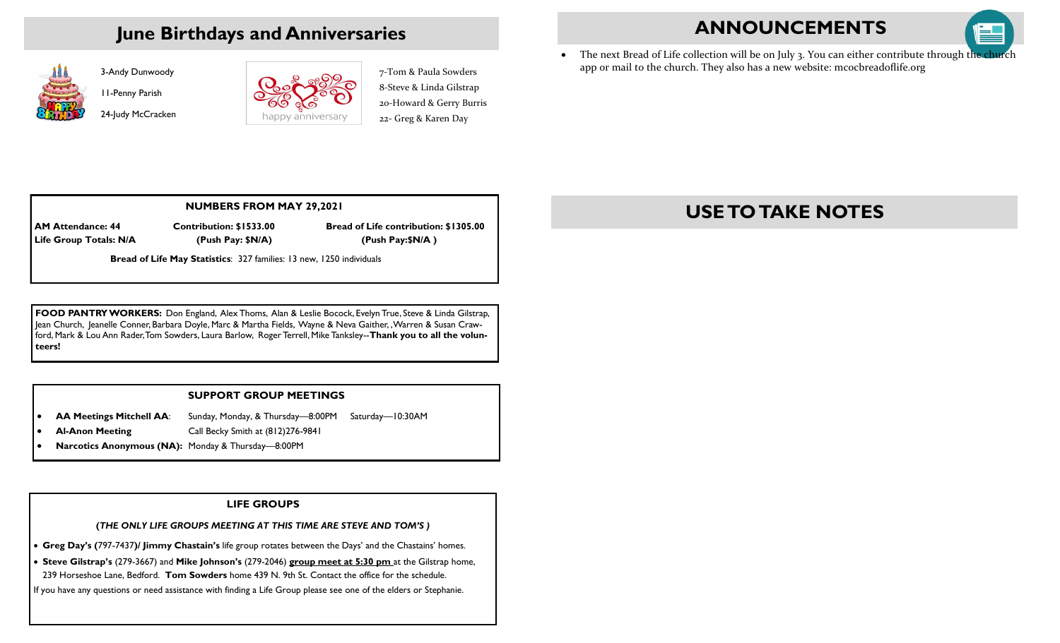## June Birthdays and Anniversaries

3-Andy Dunwoody

11-Penny Parish

24-Judy McCracken

happy anniversary

7-Tom & Paula Sowders

8-Steve & Linda Gilstrap

20-Howard & Gerry Burris

22- Greg & Karen Day

## ANNOUNCEMENTS

- The next Bread of Life collection will be on July 3. You can either contribute through the church app or mail to the church. They also has a new website: mcocbreadoflife.org

## USE TO TAKE NOTES

**NUMBERS FROM MAY 29,2021**

**AM Attendance: 44** **Contribution: $1533.00** **Bread of Life contribution: $1305.00**

**Life Group Totals: N/A** **(Push Pay: $N/A)** **(Push Pay:$N/A )**

**Bread of Life May Statistics**: 327 families: 13 new, 1250 individuals

**FOOD PANTRY WORKERS:** Don England, Alex Thoms, Alan & Leslie Bocock, Evelyn True, Steve & Linda Gilstrap, Jean Church, Jeanelle Conner, Barbara Doyle, Marc & Martha Fields, Wayne & Neva Gaither, ,Warren & Susan Crawford, Mark & Lou Ann Rader, Tom Sowders, Laura Barlow, Roger Terrell, Mike Tanksley--**Thank you to all the volunteers!**

**SUPPORT GROUP MEETINGS**

- **AA Meetings Mitchell AA**: Sunday, Monday, & Thursday—8:00PM Saturday—10:30AM
- **Al-Anon Meeting** Call Becky Smith at (812)276-9841
- **Narcotics Anonymous (NA):** Monday & Thursday—8:00PM

**LIFE GROUPS**

***(THE ONLY LIFE GROUPS MEETING AT THIS TIME ARE STEVE AND TOM'S )***

- **Greg Day's (**797-7437**)/ Jimmy Chastain's** life group rotates between the Days' and the Chastains' homes.
- **Steve Gilstrap's** (279-3667) and **Mike Johnson's** (279-2046) **group meet at 5:30 pm** at the Gilstrap home, 239 Horseshoe Lane, Bedford. **Tom Sowders** home 439 N. 9th St. Contact the office for the schedule.

If you have any questions or need assistance with finding a Life Group please see one of the elders or Stephanie.